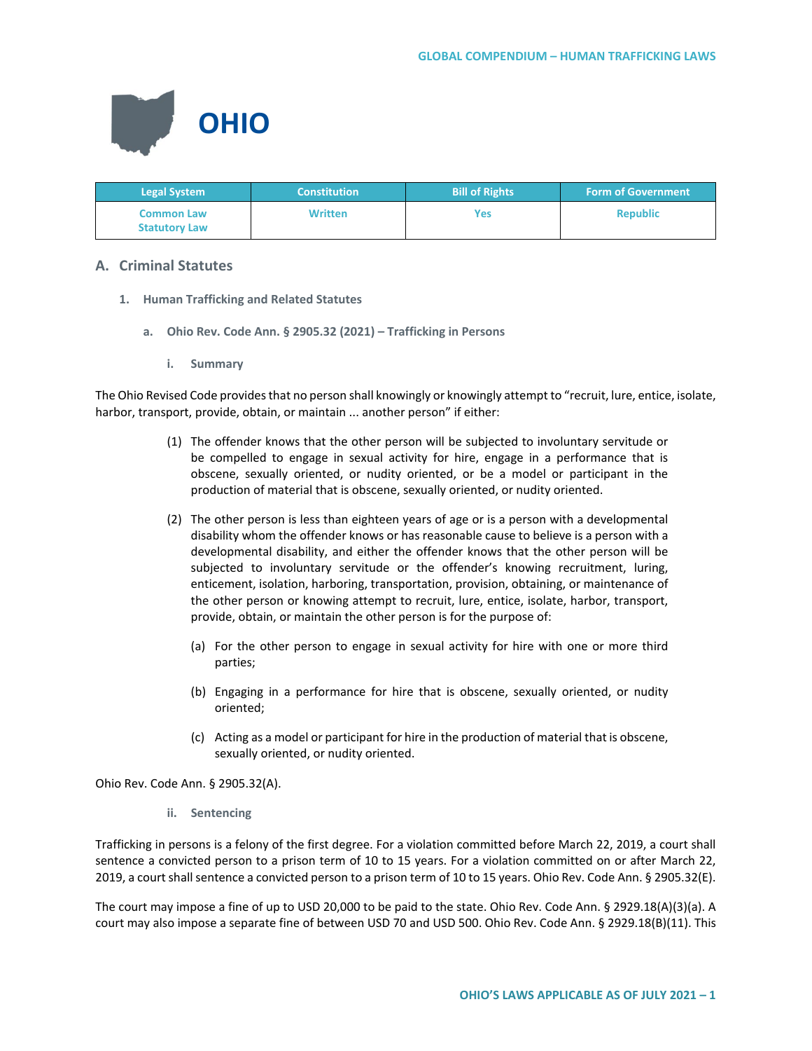# OHIO

| Legal System | Constitution | Bill of Rights | Form of Government |
|---|---|---|---|
| Common Law<br>Statutory Law | Written | Yes | Republic |

## A. Criminal Statutes

### 1. Human Trafficking and Related Statutes

#### a. Ohio Rev. Code Ann. § 2905.32 (2021) – Trafficking in Persons

##### i. Summary

The Ohio Revised Code provides that no person shall knowingly or knowingly attempt to "recruit, lure, entice, isolate, harbor, transport, provide, obtain, or maintain ... another person" if either:

(1) The offender knows that the other person will be subjected to involuntary servitude or be compelled to engage in sexual activity for hire, engage in a performance that is obscene, sexually oriented, or nudity oriented, or be a model or participant in the production of material that is obscene, sexually oriented, or nudity oriented.

(2) The other person is less than eighteen years of age or is a person with a developmental disability whom the offender knows or has reasonable cause to believe is a person with a developmental disability, and either the offender knows that the other person will be subjected to involuntary servitude or the offender's knowing recruitment, luring, enticement, isolation, harboring, transportation, provision, obtaining, or maintenance of the other person or knowing attempt to recruit, lure, entice, isolate, harbor, transport, provide, obtain, or maintain the other person is for the purpose of:

(a) For the other person to engage in sexual activity for hire with one or more third parties;

(b) Engaging in a performance for hire that is obscene, sexually oriented, or nudity oriented;

(c) Acting as a model or participant for hire in the production of material that is obscene, sexually oriented, or nudity oriented.

Ohio Rev. Code Ann. § 2905.32(A).

##### ii. Sentencing

Trafficking in persons is a felony of the first degree. For a violation committed before March 22, 2019, a court shall sentence a convicted person to a prison term of 10 to 15 years. For a violation committed on or after March 22, 2019, a court shall sentence a convicted person to a prison term of 10 to 15 years. Ohio Rev. Code Ann. § 2905.32(E).

The court may impose a fine of up to USD 20,000 to be paid to the state. Ohio Rev. Code Ann. § 2929.18(A)(3)(a). A court may also impose a separate fine of between USD 70 and USD 500. Ohio Rev. Code Ann. § 2929.18(B)(11). This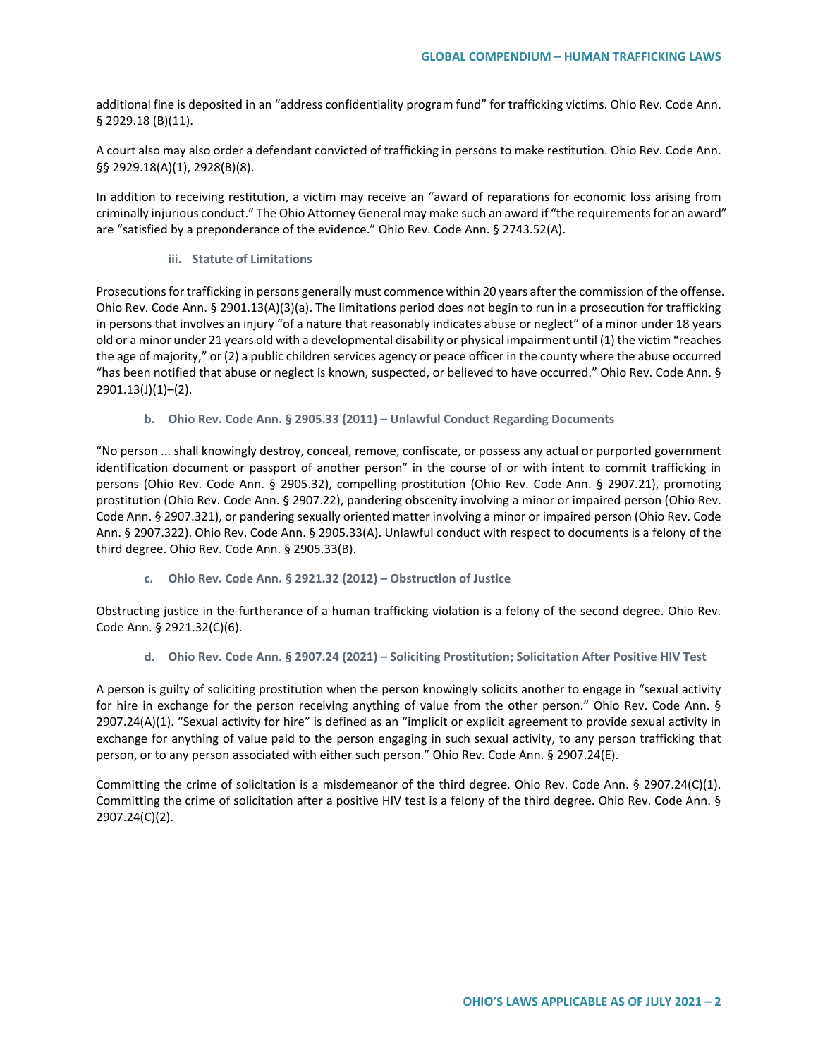additional fine is deposited in an "address confidentiality program fund" for trafficking victims. Ohio Rev. Code Ann. § 2929.18 (B)(11).

A court also may also order a defendant convicted of trafficking in persons to make restitution. Ohio Rev. Code Ann. §§ 2929.18(A)(1), 2928(B)(8).

In addition to receiving restitution, a victim may receive an "award of reparations for economic loss arising from criminally injurious conduct." The Ohio Attorney General may make such an award if "the requirements for an award" are "satisfied by a preponderance of the evidence." Ohio Rev. Code Ann. § 2743.52(A).

#### iii. Statute of Limitations

Prosecutions for trafficking in persons generally must commence within 20 years after the commission of the offense. Ohio Rev. Code Ann. § 2901.13(A)(3)(a). The limitations period does not begin to run in a prosecution for trafficking in persons that involves an injury "of a nature that reasonably indicates abuse or neglect" of a minor under 18 years old or a minor under 21 years old with a developmental disability or physical impairment until (1) the victim "reaches the age of majority," or (2) a public children services agency or peace officer in the county where the abuse occurred "has been notified that abuse or neglect is known, suspected, or believed to have occurred." Ohio Rev. Code Ann. § 2901.13(J)(1)–(2).

### b. Ohio Rev. Code Ann. § 2905.33 (2011) – Unlawful Conduct Regarding Documents

"No person ... shall knowingly destroy, conceal, remove, confiscate, or possess any actual or purported government identification document or passport of another person" in the course of or with intent to commit trafficking in persons (Ohio Rev. Code Ann. § 2905.32), compelling prostitution (Ohio Rev. Code Ann. § 2907.21), promoting prostitution (Ohio Rev. Code Ann. § 2907.22), pandering obscenity involving a minor or impaired person (Ohio Rev. Code Ann. § 2907.321), or pandering sexually oriented matter involving a minor or impaired person (Ohio Rev. Code Ann. § 2907.322). Ohio Rev. Code Ann. § 2905.33(A). Unlawful conduct with respect to documents is a felony of the third degree. Ohio Rev. Code Ann. § 2905.33(B).

### c. Ohio Rev. Code Ann. § 2921.32 (2012) – Obstruction of Justice

Obstructing justice in the furtherance of a human trafficking violation is a felony of the second degree. Ohio Rev. Code Ann. § 2921.32(C)(6).

### d. Ohio Rev. Code Ann. § 2907.24 (2021) – Soliciting Prostitution; Solicitation After Positive HIV Test

A person is guilty of soliciting prostitution when the person knowingly solicits another to engage in "sexual activity for hire in exchange for the person receiving anything of value from the other person." Ohio Rev. Code Ann. § 2907.24(A)(1). "Sexual activity for hire" is defined as an "implicit or explicit agreement to provide sexual activity in exchange for anything of value paid to the person engaging in such sexual activity, to any person trafficking that person, or to any person associated with either such person." Ohio Rev. Code Ann. § 2907.24(E).

Committing the crime of solicitation is a misdemeanor of the third degree. Ohio Rev. Code Ann. § 2907.24(C)(1). Committing the crime of solicitation after a positive HIV test is a felony of the third degree. Ohio Rev. Code Ann. § 2907.24(C)(2).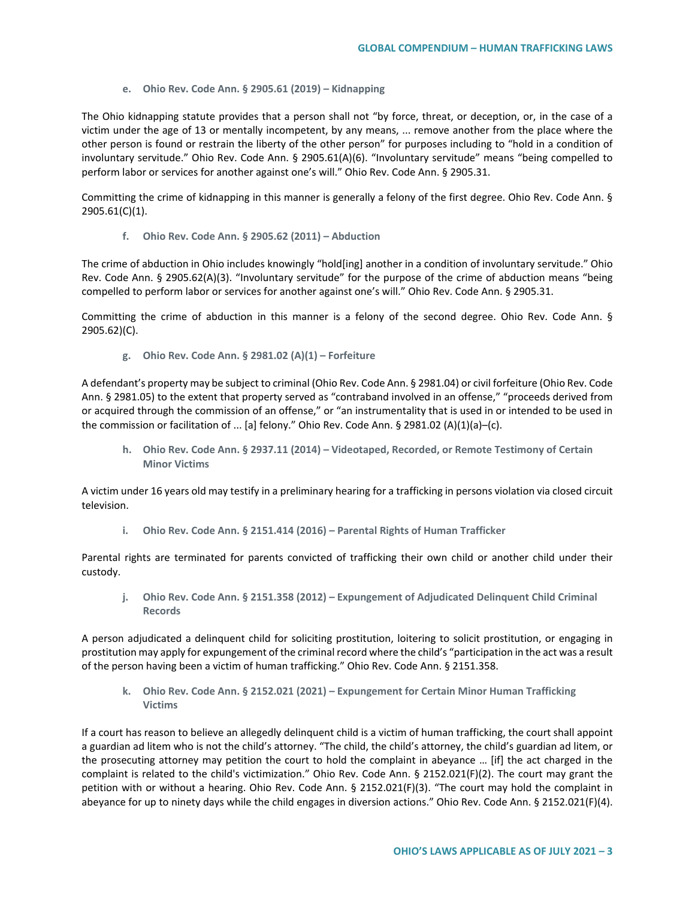#### e. Ohio Rev. Code Ann. § 2905.61 (2019) – Kidnapping

The Ohio kidnapping statute provides that a person shall not "by force, threat, or deception, or, in the case of a victim under the age of 13 or mentally incompetent, by any means, ... remove another from the place where the other person is found or restrain the liberty of the other person" for purposes including to "hold in a condition of involuntary servitude." Ohio Rev. Code Ann. § 2905.61(A)(6). "Involuntary servitude" means "being compelled to perform labor or services for another against one's will." Ohio Rev. Code Ann. § 2905.31.

Committing the crime of kidnapping in this manner is generally a felony of the first degree. Ohio Rev. Code Ann. § 2905.61(C)(1).

#### f. Ohio Rev. Code Ann. § 2905.62 (2011) – Abduction

The crime of abduction in Ohio includes knowingly "hold[ing] another in a condition of involuntary servitude." Ohio Rev. Code Ann. § 2905.62(A)(3). "Involuntary servitude" for the purpose of the crime of abduction means "being compelled to perform labor or services for another against one's will." Ohio Rev. Code Ann. § 2905.31.

Committing the crime of abduction in this manner is a felony of the second degree. Ohio Rev. Code Ann. § 2905.62)(C).

#### g. Ohio Rev. Code Ann. § 2981.02 (A)(1) – Forfeiture

A defendant's property may be subject to criminal (Ohio Rev. Code Ann. § 2981.04) or civil forfeiture (Ohio Rev. Code Ann. § 2981.05) to the extent that property served as "contraband involved in an offense," "proceeds derived from or acquired through the commission of an offense," or "an instrumentality that is used in or intended to be used in the commission or facilitation of ... [a] felony." Ohio Rev. Code Ann. § 2981.02 (A)(1)(a)–(c).

#### h. Ohio Rev. Code Ann. § 2937.11 (2014) – Videotaped, Recorded, or Remote Testimony of Certain Minor Victims

A victim under 16 years old may testify in a preliminary hearing for a trafficking in persons violation via closed circuit television.

#### i. Ohio Rev. Code Ann. § 2151.414 (2016) – Parental Rights of Human Trafficker

Parental rights are terminated for parents convicted of trafficking their own child or another child under their custody.

#### j. Ohio Rev. Code Ann. § 2151.358 (2012) – Expungement of Adjudicated Delinquent Child Criminal Records

A person adjudicated a delinquent child for soliciting prostitution, loitering to solicit prostitution, or engaging in prostitution may apply for expungement of the criminal record where the child's "participation in the act was a result of the person having been a victim of human trafficking." Ohio Rev. Code Ann. § 2151.358.

#### k. Ohio Rev. Code Ann. § 2152.021 (2021) – Expungement for Certain Minor Human Trafficking Victims

If a court has reason to believe an allegedly delinquent child is a victim of human trafficking, the court shall appoint a guardian ad litem who is not the child's attorney. "The child, the child's attorney, the child's guardian ad litem, or the prosecuting attorney may petition the court to hold the complaint in abeyance … [if] the act charged in the complaint is related to the child's victimization." Ohio Rev. Code Ann. § 2152.021(F)(2). The court may grant the petition with or without a hearing. Ohio Rev. Code Ann. § 2152.021(F)(3). "The court may hold the complaint in abeyance for up to ninety days while the child engages in diversion actions." Ohio Rev. Code Ann. § 2152.021(F)(4).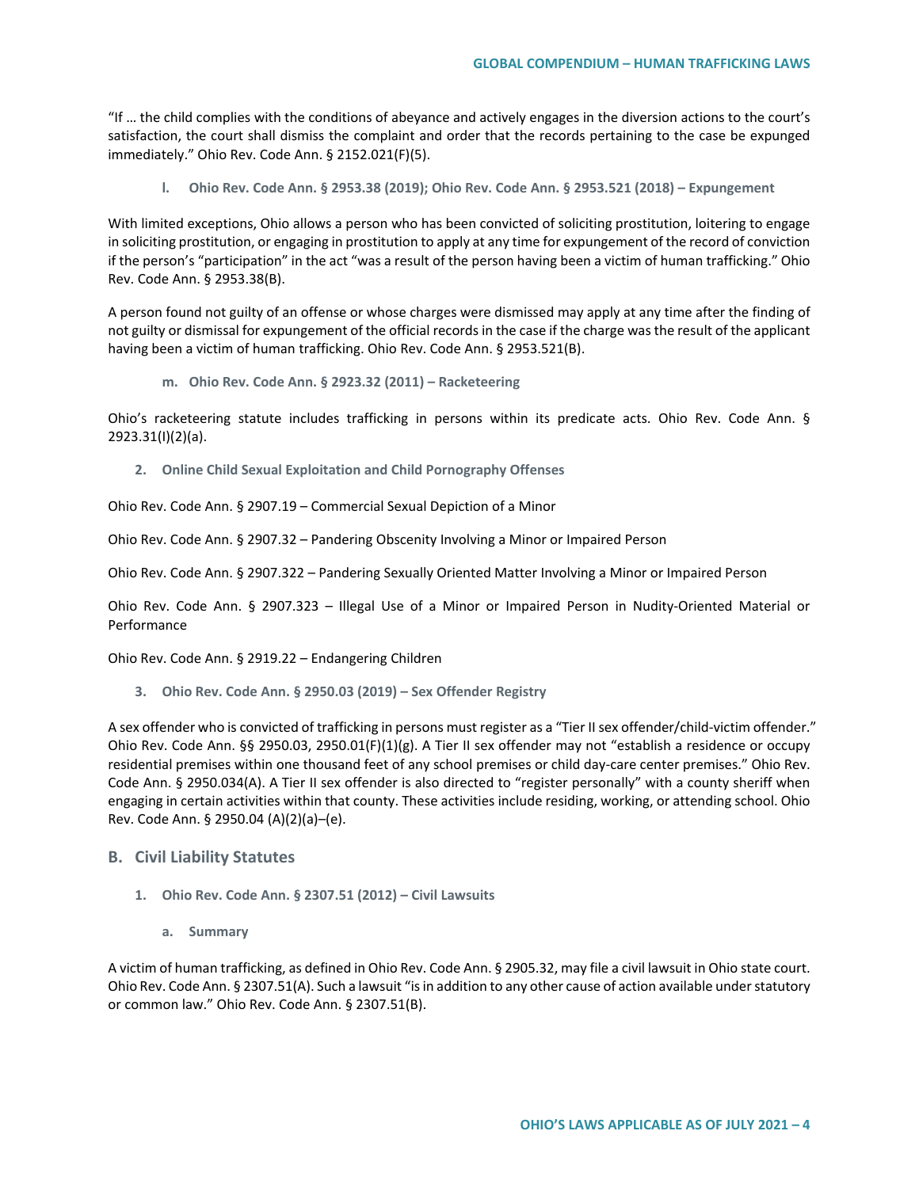"If … the child complies with the conditions of abeyance and actively engages in the diversion actions to the court's satisfaction, the court shall dismiss the complaint and order that the records pertaining to the case be expunged immediately." Ohio Rev. Code Ann. § 2152.021(F)(5).

##### l. Ohio Rev. Code Ann. § 2953.38 (2019); Ohio Rev. Code Ann. § 2953.521 (2018) – Expungement

With limited exceptions, Ohio allows a person who has been convicted of soliciting prostitution, loitering to engage in soliciting prostitution, or engaging in prostitution to apply at any time for expungement of the record of conviction if the person's "participation" in the act "was a result of the person having been a victim of human trafficking." Ohio Rev. Code Ann. § 2953.38(B).

A person found not guilty of an offense or whose charges were dismissed may apply at any time after the finding of not guilty or dismissal for expungement of the official records in the case if the charge was the result of the applicant having been a victim of human trafficking. Ohio Rev. Code Ann. § 2953.521(B).

##### m. Ohio Rev. Code Ann. § 2923.32 (2011) – Racketeering

Ohio's racketeering statute includes trafficking in persons within its predicate acts. Ohio Rev. Code Ann. § 2923.31(I)(2)(a).

#### 2. Online Child Sexual Exploitation and Child Pornography Offenses

Ohio Rev. Code Ann. § 2907.19 – Commercial Sexual Depiction of a Minor

Ohio Rev. Code Ann. § 2907.32 – Pandering Obscenity Involving a Minor or Impaired Person

Ohio Rev. Code Ann. § 2907.322 – Pandering Sexually Oriented Matter Involving a Minor or Impaired Person

Ohio Rev. Code Ann. § 2907.323 – Illegal Use of a Minor or Impaired Person in Nudity-Oriented Material or Performance

Ohio Rev. Code Ann. § 2919.22 – Endangering Children

#### 3. Ohio Rev. Code Ann. § 2950.03 (2019) – Sex Offender Registry

A sex offender who is convicted of trafficking in persons must register as a "Tier II sex offender/child-victim offender." Ohio Rev. Code Ann. §§ 2950.03, 2950.01(F)(1)(g). A Tier II sex offender may not "establish a residence or occupy residential premises within one thousand feet of any school premises or child day-care center premises." Ohio Rev. Code Ann. § 2950.034(A). A Tier II sex offender is also directed to "register personally" with a county sheriff when engaging in certain activities within that county. These activities include residing, working, or attending school. Ohio Rev. Code Ann. § 2950.04 (A)(2)(a)–(e).

### B. Civil Liability Statutes

#### 1. Ohio Rev. Code Ann. § 2307.51 (2012) – Civil Lawsuits

##### a. Summary

A victim of human trafficking, as defined in Ohio Rev. Code Ann. § 2905.32, may file a civil lawsuit in Ohio state court. Ohio Rev. Code Ann. § 2307.51(A). Such a lawsuit "is in addition to any other cause of action available under statutory or common law." Ohio Rev. Code Ann. § 2307.51(B).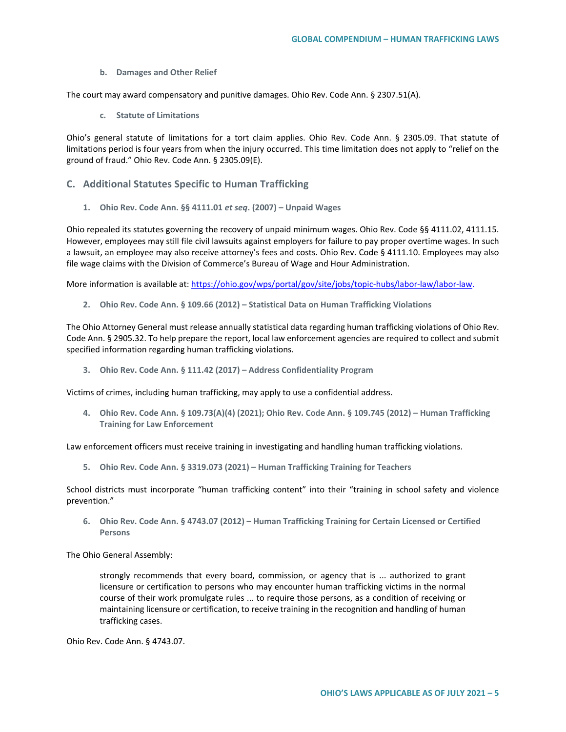#### b. Damages and Other Relief

The court may award compensatory and punitive damages. Ohio Rev. Code Ann. § 2307.51(A).

#### c. Statute of Limitations

Ohio's general statute of limitations for a tort claim applies. Ohio Rev. Code Ann. § 2305.09. That statute of limitations period is four years from when the injury occurred. This time limitation does not apply to "relief on the ground of fraud." Ohio Rev. Code Ann. § 2305.09(E).

## C. Additional Statutes Specific to Human Trafficking

### 1. Ohio Rev. Code Ann. §§ 4111.01 *et seq*. (2007) – Unpaid Wages

Ohio repealed its statutes governing the recovery of unpaid minimum wages. Ohio Rev. Code §§ 4111.02, 4111.15. However, employees may still file civil lawsuits against employers for failure to pay proper overtime wages. In such a lawsuit, an employee may also receive attorney's fees and costs. Ohio Rev. Code § 4111.10. Employees may also file wage claims with the Division of Commerce's Bureau of Wage and Hour Administration.

More information is available at: [https://ohio.gov/wps/portal/gov/site/jobs/topic-hubs/labor-law/labor-law](https://ohio.gov/wps/portal/gov/site/jobs/topic-hubs/labor-law/labor-law).

### 2. Ohio Rev. Code Ann. § 109.66 (2012) – Statistical Data on Human Trafficking Violations

The Ohio Attorney General must release annually statistical data regarding human trafficking violations of Ohio Rev. Code Ann. § 2905.32. To help prepare the report, local law enforcement agencies are required to collect and submit specified information regarding human trafficking violations.

### 3. Ohio Rev. Code Ann. § 111.42 (2017) – Address Confidentiality Program

Victims of crimes, including human trafficking, may apply to use a confidential address.

### 4. Ohio Rev. Code Ann. § 109.73(A)(4) (2021); Ohio Rev. Code Ann. § 109.745 (2012) – Human Trafficking Training for Law Enforcement

Law enforcement officers must receive training in investigating and handling human trafficking violations.

### 5. Ohio Rev. Code Ann. § 3319.073 (2021) – Human Trafficking Training for Teachers

School districts must incorporate "human trafficking content" into their "training in school safety and violence prevention."

### 6. Ohio Rev. Code Ann. § 4743.07 (2012) – Human Trafficking Training for Certain Licensed or Certified Persons

The Ohio General Assembly:

> strongly recommends that every board, commission, or agency that is ... authorized to grant licensure or certification to persons who may encounter human trafficking victims in the normal course of their work promulgate rules ... to require those persons, as a condition of receiving or maintaining licensure or certification, to receive training in the recognition and handling of human trafficking cases.

Ohio Rev. Code Ann. § 4743.07.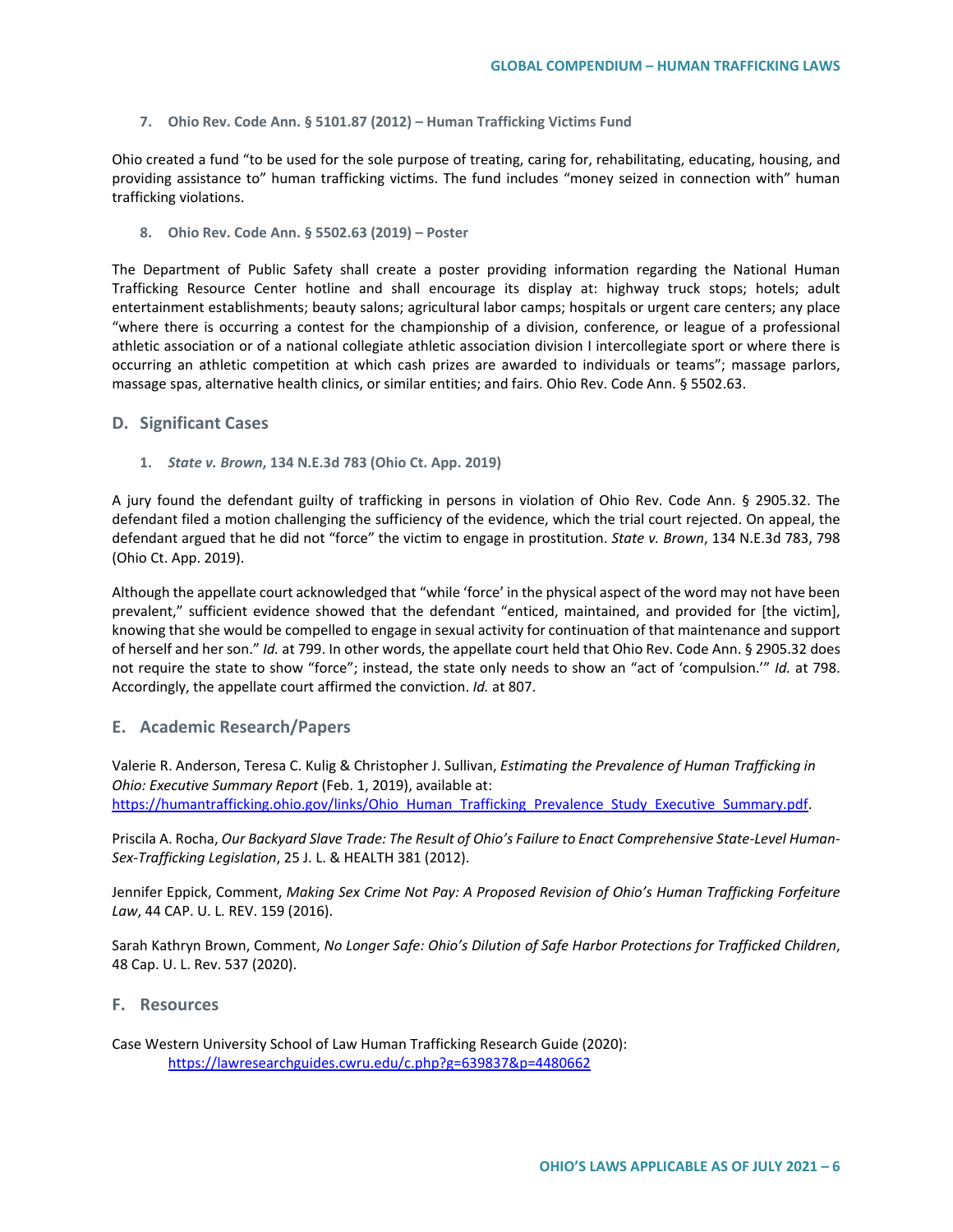### 7. Ohio Rev. Code Ann. § 5101.87 (2012) – Human Trafficking Victims Fund

Ohio created a fund "to be used for the sole purpose of treating, caring for, rehabilitating, educating, housing, and providing assistance to" human trafficking victims. The fund includes "money seized in connection with" human trafficking violations.

### 8. Ohio Rev. Code Ann. § 5502.63 (2019) – Poster

The Department of Public Safety shall create a poster providing information regarding the National Human Trafficking Resource Center hotline and shall encourage its display at: highway truck stops; hotels; adult entertainment establishments; beauty salons; agricultural labor camps; hospitals or urgent care centers; any place "where there is occurring a contest for the championship of a division, conference, or league of a professional athletic association or of a national collegiate athletic association division I intercollegiate sport or where there is occurring an athletic competition at which cash prizes are awarded to individuals or teams"; massage parlors, massage spas, alternative health clinics, or similar entities; and fairs. Ohio Rev. Code Ann. § 5502.63.

## D. Significant Cases

### 1. *State v. Brown*, 134 N.E.3d 783 (Ohio Ct. App. 2019)

A jury found the defendant guilty of trafficking in persons in violation of Ohio Rev. Code Ann. § 2905.32. The defendant filed a motion challenging the sufficiency of the evidence, which the trial court rejected. On appeal, the defendant argued that he did not "force" the victim to engage in prostitution. *State v. Brown*, 134 N.E.3d 783, 798 (Ohio Ct. App. 2019).

Although the appellate court acknowledged that "while 'force' in the physical aspect of the word may not have been prevalent," sufficient evidence showed that the defendant "enticed, maintained, and provided for [the victim], knowing that she would be compelled to engage in sexual activity for continuation of that maintenance and support of herself and her son." *Id.* at 799. In other words, the appellate court held that Ohio Rev. Code Ann. § 2905.32 does not require the state to show "force"; instead, the state only needs to show an "act of 'compulsion.'" *Id.* at 798. Accordingly, the appellate court affirmed the conviction. *Id.* at 807.

## E. Academic Research/Papers

Valerie R. Anderson, Teresa C. Kulig & Christopher J. Sullivan, *Estimating the Prevalence of Human Trafficking in Ohio: Executive Summary Report* (Feb. 1, 2019), available at: https://humantrafficking.ohio.gov/links/Ohio_Human_Trafficking_Prevalence_Study_Executive_Summary.pdf.

Priscila A. Rocha, *Our Backyard Slave Trade: The Result of Ohio's Failure to Enact Comprehensive State-Level Human-Sex-Trafficking Legislation*, 25 J. L. & HEALTH 381 (2012).

Jennifer Eppick, Comment, *Making Sex Crime Not Pay: A Proposed Revision of Ohio's Human Trafficking Forfeiture Law*, 44 CAP. U. L. REV. 159 (2016).

Sarah Kathryn Brown, Comment, *No Longer Safe: Ohio's Dilution of Safe Harbor Protections for Trafficked Children*, 48 Cap. U. L. Rev. 537 (2020).

## F. Resources

Case Western University School of Law Human Trafficking Research Guide (2020):
https://lawresearchguides.cwru.edu/c.php?g=639837&p=4480662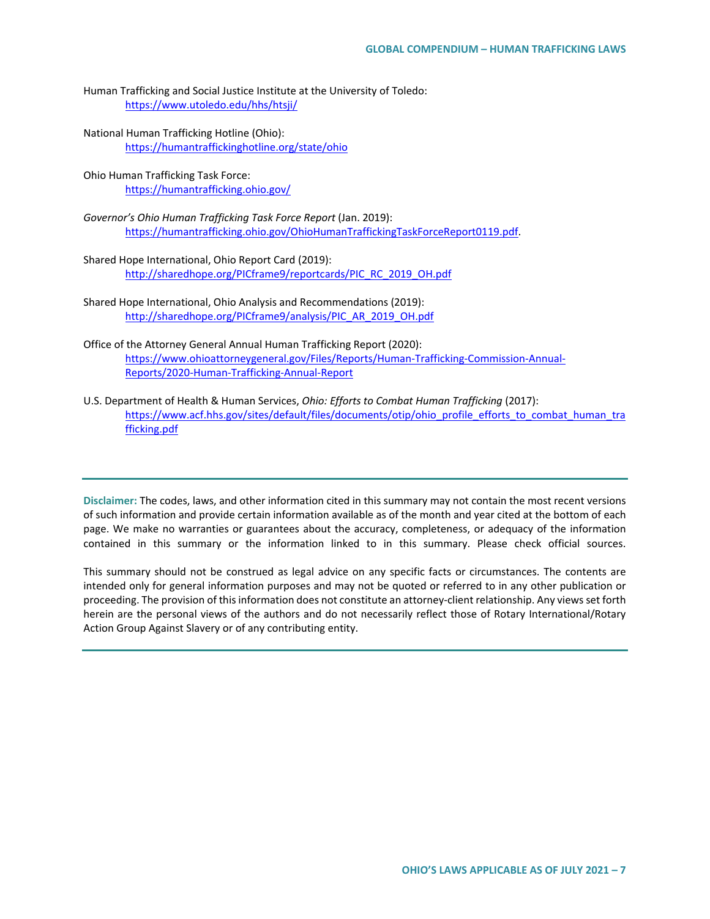Human Trafficking and Social Justice Institute at the University of Toledo:
https://www.utoledo.edu/hhs/htsji/

National Human Trafficking Hotline (Ohio):
https://humantraffickinghotline.org/state/ohio

Ohio Human Trafficking Task Force:
https://humantrafficking.ohio.gov/

*Governor's Ohio Human Trafficking Task Force Report* (Jan. 2019):
https://humantrafficking.ohio.gov/OhioHumanTraffickingTaskForceReport0119.pdf.

Shared Hope International, Ohio Report Card (2019):
http://sharedhope.org/PICframe9/reportcards/PIC_RC_2019_OH.pdf

Shared Hope International, Ohio Analysis and Recommendations (2019):
http://sharedhope.org/PICframe9/analysis/PIC_AR_2019_OH.pdf

Office of the Attorney General Annual Human Trafficking Report (2020):
https://www.ohioattorneygeneral.gov/Files/Reports/Human-Trafficking-Commission-Annual-Reports/2020-Human-Trafficking-Annual-Report

U.S. Department of Health & Human Services, *Ohio: Efforts to Combat Human Trafficking* (2017):
https://www.acf.hhs.gov/sites/default/files/documents/otip/ohio_profile_efforts_to_combat_human_trafficking.pdf

---

**Disclaimer:** The codes, laws, and other information cited in this summary may not contain the most recent versions of such information and provide certain information available as of the month and year cited at the bottom of each page. We make no warranties or guarantees about the accuracy, completeness, or adequacy of the information contained in this summary or the information linked to in this summary. Please check official sources.

This summary should not be construed as legal advice on any specific facts or circumstances. The contents are intended only for general information purposes and may not be quoted or referred to in any other publication or proceeding. The provision of this information does not constitute an attorney-client relationship. Any views set forth herein are the personal views of the authors and do not necessarily reflect those of Rotary International/Rotary Action Group Against Slavery or of any contributing entity.

---